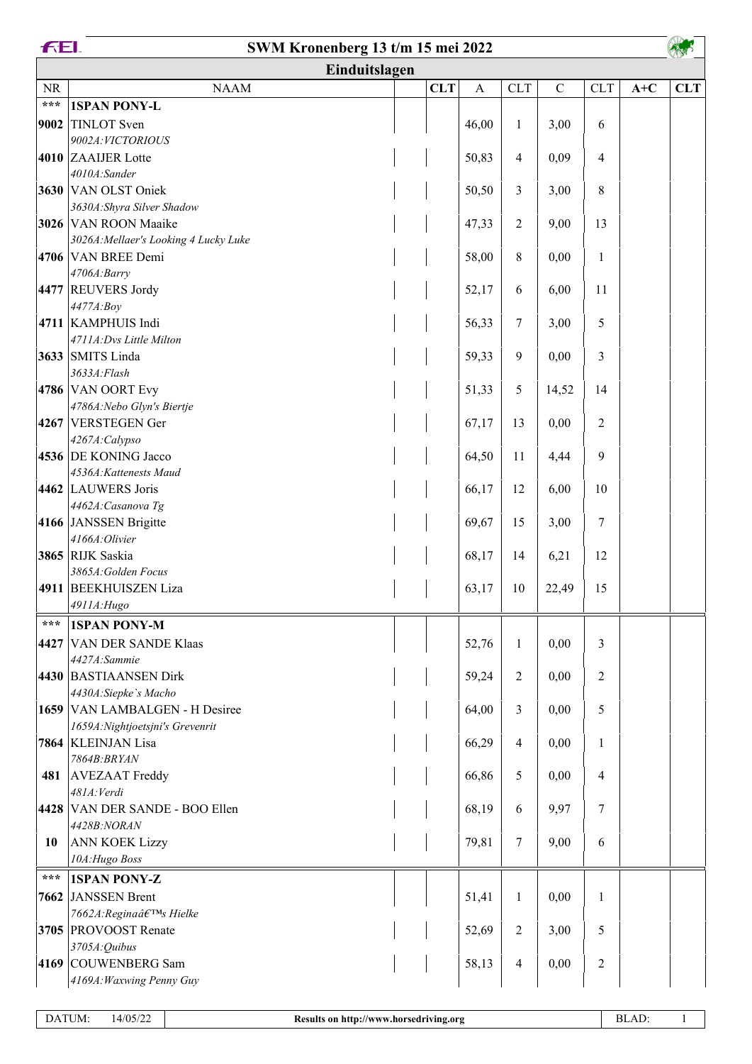# SWM Kronenberg 13 t/m 15 mei 2022

## Einduitslagen

| NR | NAAM | | CLT | A | CLT | C | CLT | A+C | CLT |
|---|---|---|---|---|---|---|---|---|---|
| *** | **1SPAN PONY-L** | | | | | | | | |
| **9002** | TINLOT Sven<br>*9002A:VICTORIOUS* | | | 46,00 | 1 | 3,00 | 6 | | |
| **4010** | ZAAIJER Lotte<br>*4010A:Sander* | | | 50,83 | 4 | 0,09 | 4 | | |
| **3630** | VAN OLST Oniek<br>*3630A:Shyra Silver Shadow* | | | 50,50 | 3 | 3,00 | 8 | | |
| **3026** | VAN ROON Maaike<br>*3026A:Mellaer's Looking 4 Lucky Luke* | | | 47,33 | 2 | 9,00 | 13 | | |
| **4706** | VAN BREE Demi<br>*4706A:Barry* | | | 58,00 | 8 | 0,00 | 1 | | |
| **4477** | REUVERS Jordy<br>*4477A:Boy* | | | 52,17 | 6 | 6,00 | 11 | | |
| **4711** | KAMPHUIS Indi<br>*4711A:Dvs Little Milton* | | | 56,33 | 7 | 3,00 | 5 | | |
| **3633** | SMITS Linda<br>*3633A:Flash* | | | 59,33 | 9 | 0,00 | 3 | | |
| **4786** | VAN OORT Evy<br>*4786A:Nebo Glyn's Biertje* | | | 51,33 | 5 | 14,52 | 14 | | |
| **4267** | VERSTEGEN Ger<br>*4267A:Calypso* | | | 67,17 | 13 | 0,00 | 2 | | |
| **4536** | DE KONING Jacco<br>*4536A:Kattenests Maud* | | | 64,50 | 11 | 4,44 | 9 | | |
| **4462** | LAUWERS Joris<br>*4462A:Casanova Tg* | | | 66,17 | 12 | 6,00 | 10 | | |
| **4166** | JANSSEN Brigitte<br>*4166A:Olivier* | | | 69,67 | 15 | 3,00 | 7 | | |
| **3865** | RIJK Saskia<br>*3865A:Golden Focus* | | | 68,17 | 14 | 6,21 | 12 | | |
| **4911** | BEEKHUISZEN Liza<br>*4911A:Hugo* | | | 63,17 | 10 | 22,49 | 15 | | |
| *** | **1SPAN PONY-M** | | | | | | | | |
| **4427** | VAN DER SANDE Klaas<br>*4427A:Sammie* | | | 52,76 | 1 | 0,00 | 3 | | |
| **4430** | BASTIAANSEN Dirk<br>*4430A:Siepke`s Macho* | | | 59,24 | 2 | 0,00 | 2 | | |
| **1659** | VAN LAMBALGEN - H Desiree<br>*1659A:Nightjoetsjni's Grevenrit* | | | 64,00 | 3 | 0,00 | 5 | | |
| **7864** | KLEINJAN Lisa<br>*7864B:BRYAN* | | | 66,29 | 4 | 0,00 | 1 | | |
| **481** | AVEZAAT Freddy<br>*481A:Verdi* | | | 66,86 | 5 | 0,00 | 4 | | |
| **4428** | VAN DER SANDE - BOO Ellen<br>*4428B:NORAN* | | | 68,19 | 6 | 9,97 | 7 | | |
| **10** | ANN KOEK Lizzy<br>*10A:Hugo Boss* | | | 79,81 | 7 | 9,00 | 6 | | |
| *** | **1SPAN PONY-Z** | | | | | | | | |
| **7662** | JANSSEN Brent<br>*7662A:Reginaâ€™s Hielke* | | | 51,41 | 1 | 0,00 | 1 | | |
| **3705** | PROVOOST Renate<br>*3705A:Quibus* | | | 52,69 | 2 | 3,00 | 5 | | |
| **4169** | COUWENBERG Sam<br>*4169A:Waxwing Penny Guy* | | | 58,13 | 4 | 0,00 | 2 | | |

DATUM: 14/05/22 — Results on http://www.horsedriving.org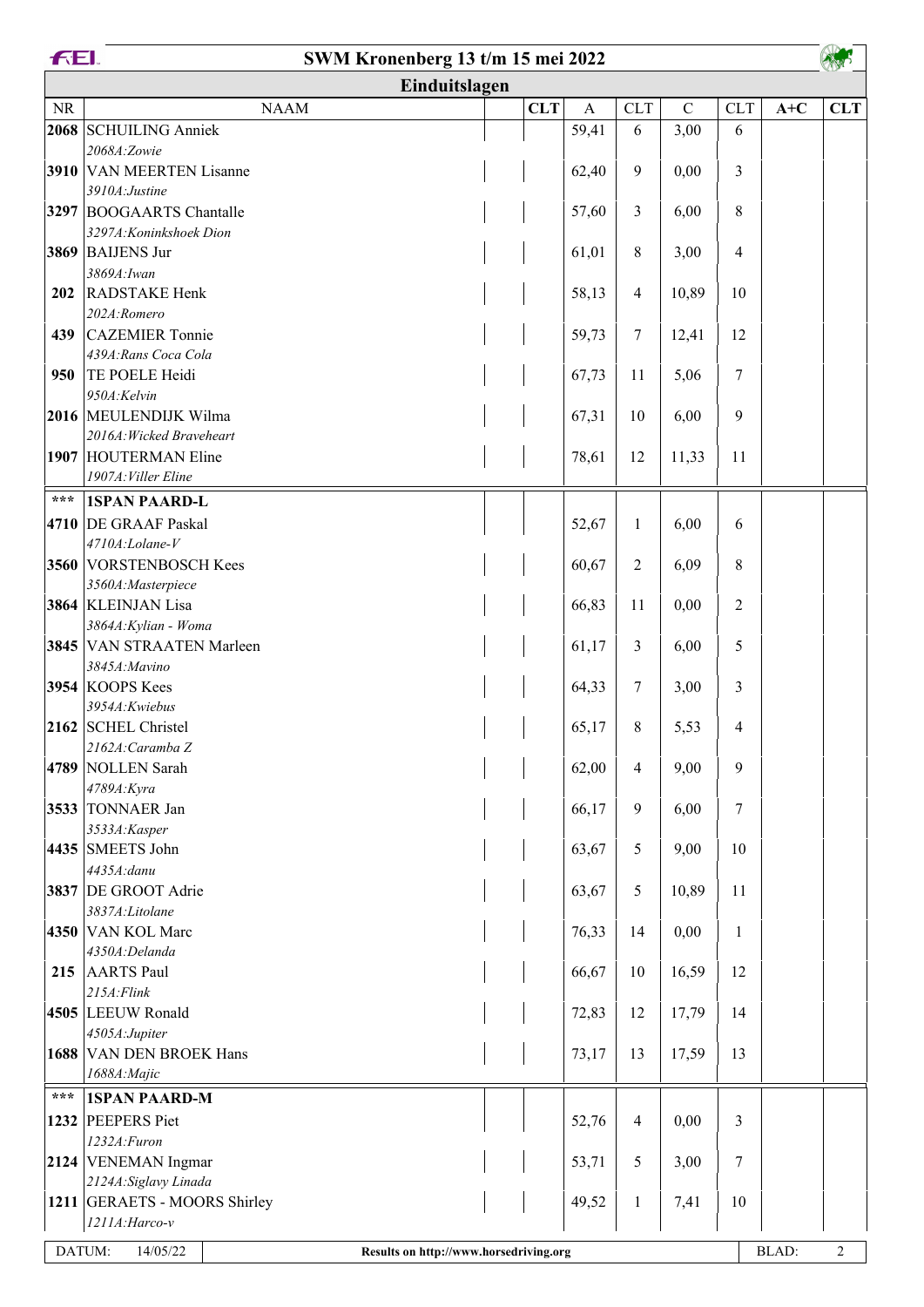# SWM Kronenberg 13 t/m 15 mei 2022

## Einduitslagen

| NR | NAAM | | CLT | A | CLT | C | CLT | A+C | CLT |
|---|---|---|---|---|---|---|---|---|---|
| 2068 | SCHUILING Anniek<br>*2068A:Zowie* | | | 59,41 | 6 | 3,00 | 6 | | |
| 3910 | VAN MEERTEN Lisanne<br>*3910A:Justine* | | | 62,40 | 9 | 0,00 | 3 | | |
| 3297 | BOOGAARTS Chantalle<br>*3297A:Koninkshoek Dion* | | | 57,60 | 3 | 6,00 | 8 | | |
| 3869 | BAIJENS Jur<br>*3869A:Iwan* | | | 61,01 | 8 | 3,00 | 4 | | |
| 202 | RADSTAKE Henk<br>*202A:Romero* | | | 58,13 | 4 | 10,89 | 10 | | |
| 439 | CAZEMIER Tonnie<br>*439A:Rans Coca Cola* | | | 59,73 | 7 | 12,41 | 12 | | |
| 950 | TE POELE Heidi<br>*950A:Kelvin* | | | 67,73 | 11 | 5,06 | 7 | | |
| 2016 | MEULENDIJK Wilma<br>*2016A:Wicked Braveheart* | | | 67,31 | 10 | 6,00 | 9 | | |
| 1907 | HOUTERMAN Eline<br>*1907A:Viller Eline* | | | 78,61 | 12 | 11,33 | 11 | | |
| *** | **1SPAN PAARD-L** | | | | | | | | |
| 4710 | DE GRAAF Paskal<br>*4710A:Lolane-V* | | | 52,67 | 1 | 6,00 | 6 | | |
| 3560 | VORSTENBOSCH Kees<br>*3560A:Masterpiece* | | | 60,67 | 2 | 6,09 | 8 | | |
| 3864 | KLEINJAN Lisa<br>*3864A:Kylian - Woma* | | | 66,83 | 11 | 0,00 | 2 | | |
| 3845 | VAN STRAATEN Marleen<br>*3845A:Mavino* | | | 61,17 | 3 | 6,00 | 5 | | |
| 3954 | KOOPS Kees<br>*3954A:Kwiebus* | | | 64,33 | 7 | 3,00 | 3 | | |
| 2162 | SCHEL Christel<br>*2162A:Caramba Z* | | | 65,17 | 8 | 5,53 | 4 | | |
| 4789 | NOLLEN Sarah<br>*4789A:Kyra* | | | 62,00 | 4 | 9,00 | 9 | | |
| 3533 | TONNAER Jan<br>*3533A:Kasper* | | | 66,17 | 9 | 6,00 | 7 | | |
| 4435 | SMEETS John<br>*4435A:danu* | | | 63,67 | 5 | 9,00 | 10 | | |
| 3837 | DE GROOT Adrie<br>*3837A:Litolane* | | | 63,67 | 5 | 10,89 | 11 | | |
| 4350 | VAN KOL Marc<br>*4350A:Delanda* | | | 76,33 | 14 | 0,00 | 1 | | |
| 215 | AARTS Paul<br>*215A:Flink* | | | 66,67 | 10 | 16,59 | 12 | | |
| 4505 | LEEUW Ronald<br>*4505A:Jupiter* | | | 72,83 | 12 | 17,79 | 14 | | |
| 1688 | VAN DEN BROEK Hans<br>*1688A:Majic* | | | 73,17 | 13 | 17,59 | 13 | | |
| *** | **1SPAN PAARD-M** | | | | | | | | |
| 1232 | PEEPERS Piet<br>*1232A:Furon* | | | 52,76 | 4 | 0,00 | 3 | | |
| 2124 | VENEMAN Ingmar<br>*2124A:Siglavy Linada* | | | 53,71 | 5 | 3,00 | 7 | | |
| 1211 | GERAETS - MOORS Shirley<br>*1211A:Harco-v* | | | 49,52 | 1 | 7,41 | 10 | | |

DATUM: 14/05/22 | Results on http://www.horsedriving.org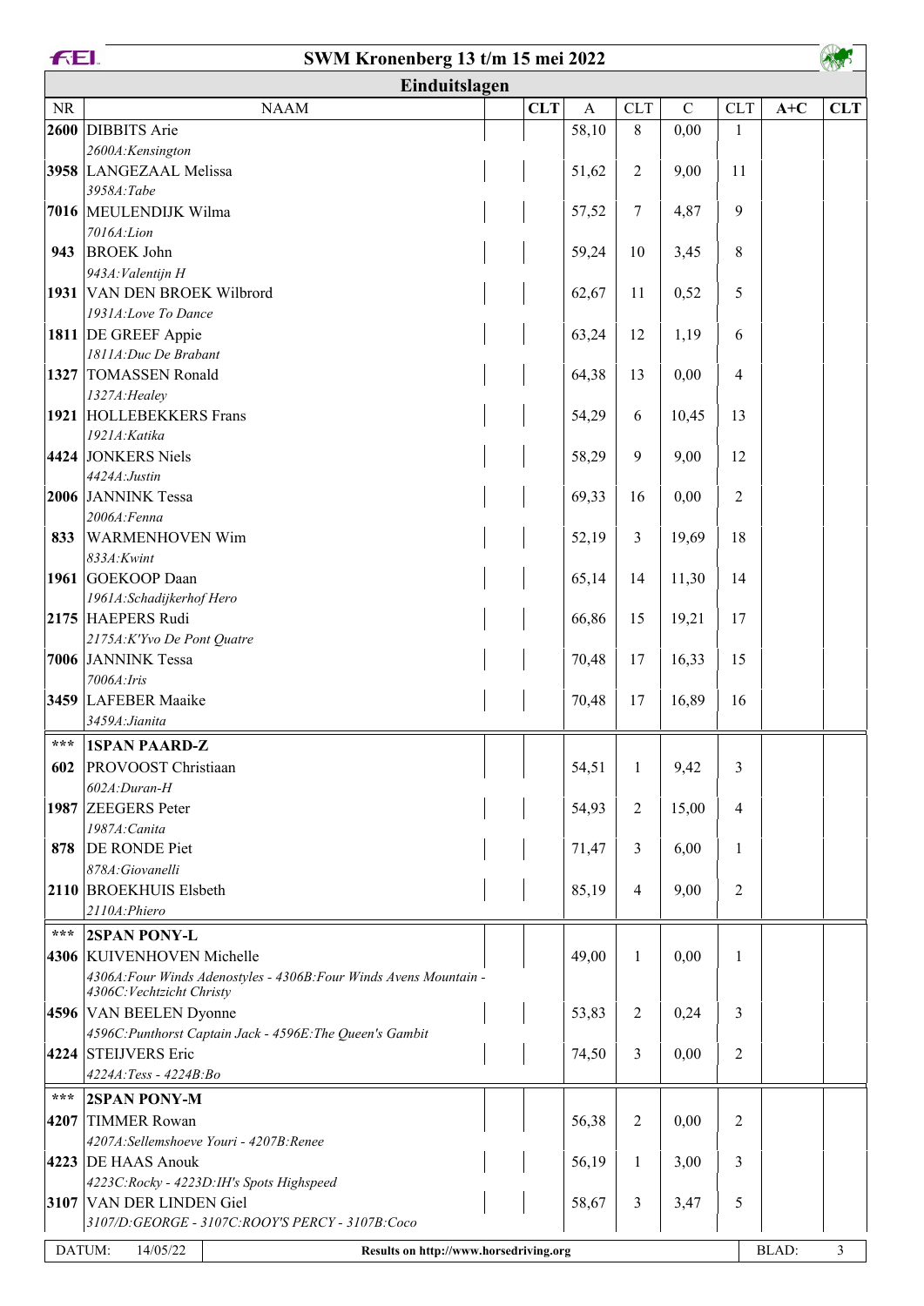# SWM Kronenberg 13 t/m 15 mei 2022

## Einduitslagen

| NR | NAAM | | CLT | A | CLT | C | CLT | A+C | CLT |
|---|---|---|---|---|---|---|---|---|---|
| **2600** | DIBBITS Arie<br>*2600A:Kensington* | | | 58,10 | 8 | 0,00 | 1 | | |
| **3958** | LANGEZAAL Melissa<br>*3958A:Tabe* | | | 51,62 | 2 | 9,00 | 11 | | |
| **7016** | MEULENDIJK Wilma<br>*7016A:Lion* | | | 57,52 | 7 | 4,87 | 9 | | |
| **943** | BROEK John<br>*943A:Valentijn H* | | | 59,24 | 10 | 3,45 | 8 | | |
| **1931** | VAN DEN BROEK Wilbrord<br>*1931A:Love To Dance* | | | 62,67 | 11 | 0,52 | 5 | | |
| **1811** | DE GREEF Appie<br>*1811A:Duc De Brabant* | | | 63,24 | 12 | 1,19 | 6 | | |
| **1327** | TOMASSEN Ronald<br>*1327A:Healey* | | | 64,38 | 13 | 0,00 | 4 | | |
| **1921** | HOLLEBEKKERS Frans<br>*1921A:Katika* | | | 54,29 | 6 | 10,45 | 13 | | |
| **4424** | JONKERS Niels<br>*4424A:Justin* | | | 58,29 | 9 | 9,00 | 12 | | |
| **2006** | JANNINK Tessa<br>*2006A:Fenna* | | | 69,33 | 16 | 0,00 | 2 | | |
| **833** | WARMENHOVEN Wim<br>*833A:Kwint* | | | 52,19 | 3 | 19,69 | 18 | | |
| **1961** | GOEKOOP Daan<br>*1961A:Schadijkerhof Hero* | | | 65,14 | 14 | 11,30 | 14 | | |
| **2175** | HAEPERS Rudi<br>*2175A:K'Yvo De Pont Quatre* | | | 66,86 | 15 | 19,21 | 17 | | |
| **7006** | JANNINK Tessa<br>*7006A:Iris* | | | 70,48 | 17 | 16,33 | 15 | | |
| **3459** | LAFEBER Maaike<br>*3459A:Jianita* | | | 70,48 | 17 | 16,89 | 16 | | |
| *** | **1SPAN PAARD-Z** | | | | | | | | |
| **602** | PROVOOST Christiaan<br>*602A:Duran-H* | | | 54,51 | 1 | 9,42 | 3 | | |
| **1987** | ZEEGERS Peter<br>*1987A:Canita* | | | 54,93 | 2 | 15,00 | 4 | | |
| **878** | DE RONDE Piet<br>*878A:Giovanelli* | | | 71,47 | 3 | 6,00 | 1 | | |
| **2110** | BROEKHUIS Elsbeth<br>*2110A:Phiero* | | | 85,19 | 4 | 9,00 | 2 | | |
| *** | **2SPAN PONY-L** | | | | | | | | |
| **4306** | KUIVENHOVEN Michelle<br>*4306A:Four Winds Adenostyles - 4306B:Four Winds Avens Mountain - 4306C:Vechtzicht Christy* | | | 49,00 | 1 | 0,00 | 1 | | |
| **4596** | VAN BEELEN Dyonne<br>*4596C:Punthorst Captain Jack - 4596E:The Queen's Gambit* | | | 53,83 | 2 | 0,24 | 3 | | |
| **4224** | STEIJVERS Eric<br>*4224A:Tess - 4224B:Bo* | | | 74,50 | 3 | 0,00 | 2 | | |
| *** | **2SPAN PONY-M** | | | | | | | | |
| **4207** | TIMMER Rowan<br>*4207A:Sellemshoeve Youri - 4207B:Renee* | | | 56,38 | 2 | 0,00 | 2 | | |
| **4223** | DE HAAS Anouk<br>*4223C:Rocky - 4223D:IH's Spots Highspeed* | | | 56,19 | 1 | 3,00 | 3 | | |
| **3107** | VAN DER LINDEN Giel<br>*3107/D:GEORGE - 3107C:ROOY'S PERCY - 3107B:Coco* | | | 58,67 | 3 | 3,47 | 5 | | |

DATUM: 14/05/22 — Results on http://www.horsedriving.org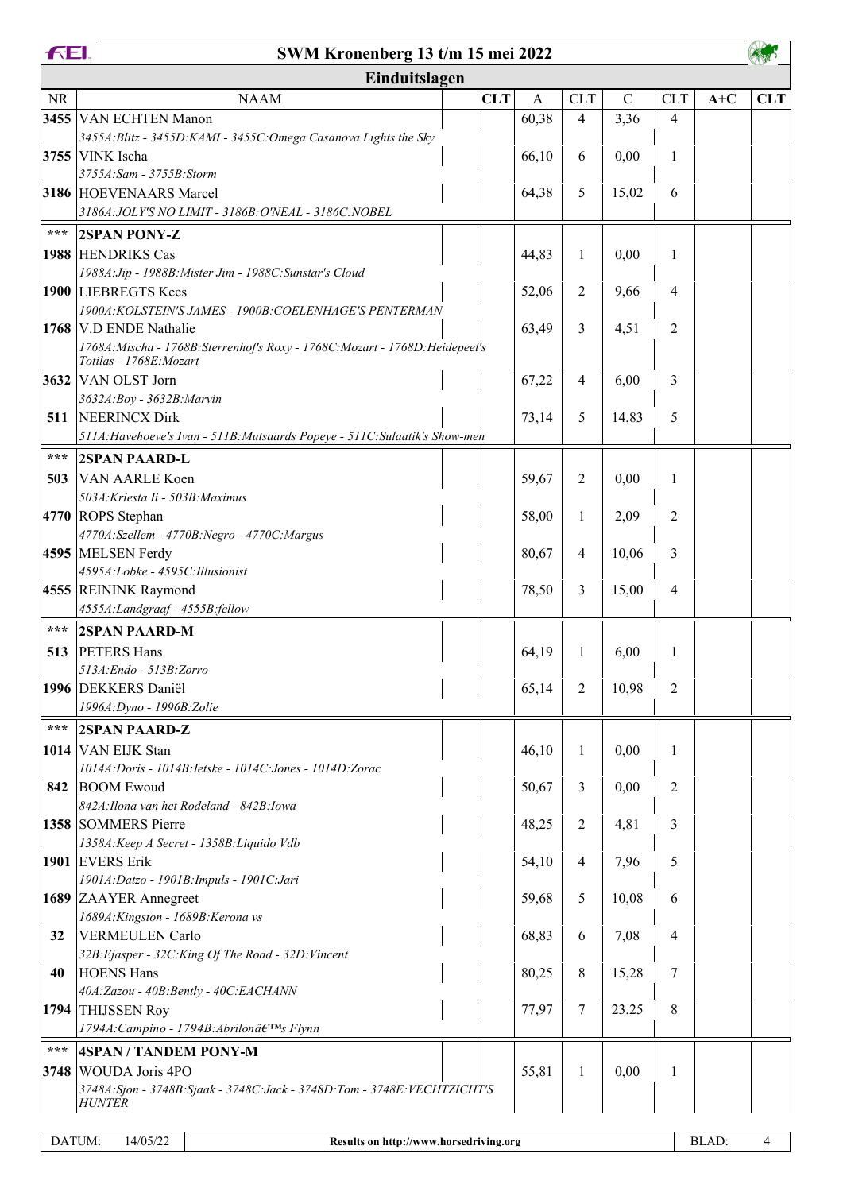# SWM Kronenberg 13 t/m 15 mei 2022

## Einduitslagen

| NR | NAAM | | CLT | A | CLT | C | CLT | A+C | CLT |
|---|---|---|---|---|---|---|---|---|---|
| **3455** | VAN ECHTEN Manon | | | 60,38 | 4 | 3,36 | 4 | | |
| | *3455A:Blitz - 3455D:KAMI - 3455C:Omega Casanova Lights the Sky* | | | | | | | | |
| **3755** | VINK Ischa | | | 66,10 | 6 | 0,00 | 1 | | |
| | *3755A:Sam - 3755B:Storm* | | | | | | | | |
| **3186** | HOEVENAARS Marcel | | | 64,38 | 5 | 15,02 | 6 | | |
| | *3186A:JOLY'S NO LIMIT - 3186B:O'NEAL - 3186C:NOBEL* | | | | | | | | |
| *** | **2SPAN PONY-Z** | | | | | | | | |
| **1988** | HENDRIKS Cas | | | 44,83 | 1 | 0,00 | 1 | | |
| | *1988A:Jip - 1988B:Mister Jim - 1988C:Sunstar's Cloud* | | | | | | | | |
| **1900** | LIEBREGTS Kees | | | 52,06 | 2 | 9,66 | 4 | | |
| | *1900A:KOLSTEIN'S JAMES - 1900B:COELENHAGE'S PENTERMAN* | | | | | | | | |
| **1768** | V.D ENDE Nathalie | | | 63,49 | 3 | 4,51 | 2 | | |
| | *1768A:Mischa - 1768B:Sterrenhof's Roxy - 1768C:Mozart - 1768D:Heidepeel's Totilas - 1768E:Mozart* | | | | | | | | |
| **3632** | VAN OLST Jorn | | | 67,22 | 4 | 6,00 | 3 | | |
| | *3632A:Boy - 3632B:Marvin* | | | | | | | | |
| **511** | NEERINCX Dirk | | | 73,14 | 5 | 14,83 | 5 | | |
| | *511A:Havehoeve's Ivan - 511B:Mutsaards Popeye - 511C:Sulaatik's Show-men* | | | | | | | | |
| *** | **2SPAN PAARD-L** | | | | | | | | |
| **503** | VAN AARLE Koen | | | 59,67 | 2 | 0,00 | 1 | | |
| | *503A:Kriesta Ii - 503B:Maximus* | | | | | | | | |
| **4770** | ROPS Stephan | | | 58,00 | 1 | 2,09 | 2 | | |
| | *4770A:Szellem - 4770B:Negro - 4770C:Margus* | | | | | | | | |
| **4595** | MELSEN Ferdy | | | 80,67 | 4 | 10,06 | 3 | | |
| | *4595A:Lobke - 4595C:Illusionist* | | | | | | | | |
| **4555** | REININK Raymond | | | 78,50 | 3 | 15,00 | 4 | | |
| | *4555A:Landgraaf - 4555B:fellow* | | | | | | | | |
| *** | **2SPAN PAARD-M** | | | | | | | | |
| **513** | PETERS Hans | | | 64,19 | 1 | 6,00 | 1 | | |
| | *513A:Endo - 513B:Zorro* | | | | | | | | |
| **1996** | DEKKERS Daniël | | | 65,14 | 2 | 10,98 | 2 | | |
| | *1996A:Dyno - 1996B:Zolie* | | | | | | | | |
| *** | **2SPAN PAARD-Z** | | | | | | | | |
| **1014** | VAN EIJK Stan | | | 46,10 | 1 | 0,00 | 1 | | |
| | *1014A:Doris - 1014B:Ietske - 1014C:Jones - 1014D:Zorac* | | | | | | | | |
| **842** | BOOM Ewoud | | | 50,67 | 3 | 0,00 | 2 | | |
| | *842A:Ilona van het Rodeland - 842B:Iowa* | | | | | | | | |
| **1358** | SOMMERS Pierre | | | 48,25 | 2 | 4,81 | 3 | | |
| | *1358A:Keep A Secret - 1358B:Liquido Vdb* | | | | | | | | |
| **1901** | EVERS Erik | | | 54,10 | 4 | 7,96 | 5 | | |
| | *1901A:Datzo - 1901B:Impuls - 1901C:Jari* | | | | | | | | |
| **1689** | ZAAYER Annegreet | | | 59,68 | 5 | 10,08 | 6 | | |
| | *1689A:Kingston - 1689B:Kerona vs* | | | | | | | | |
| **32** | VERMEULEN Carlo | | | 68,83 | 6 | 7,08 | 4 | | |
| | *32B:Ejasper - 32C:King Of The Road - 32D:Vincent* | | | | | | | | |
| **40** | HOENS Hans | | | 80,25 | 8 | 15,28 | 7 | | |
| | *40A:Zazou - 40B:Bently - 40C:EACHANN* | | | | | | | | |
| **1794** | THIJSSEN Roy | | | 77,97 | 7 | 23,25 | 8 | | |
| | *1794A:Campino - 1794B:Abrilonâ€™s Flynn* | | | | | | | | |
| *** | **4SPAN / TANDEM PONY-M** | | | | | | | | |
| **3748** | WOUDA Joris 4PO | | | 55,81 | 1 | 0,00 | 1 | | |
| | *3748A:Sjon - 3748B:Sjaak - 3748C:Jack - 3748D:Tom - 3748E:VECHTZICHT'S HUNTER* | | | | | | | | |

DATUM: 14/05/22 | Results on http://www.horsedriving.org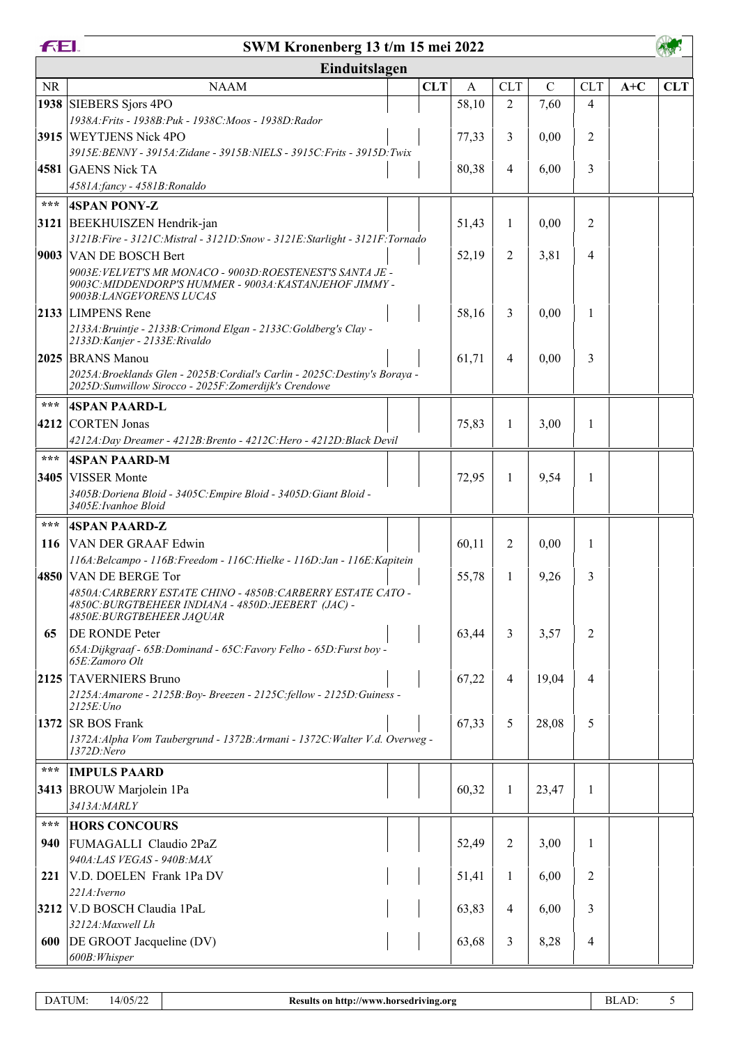# SWM Kronenberg 13 t/m 15 mei 2022

## Einduitslagen

| NR | NAAM | | CLT | A | CLT | C | CLT | A+C | CLT |
|---|---|---|---|---|---|---|---|---|---|
| 1938 | SIEBERS Sjors 4PO | | | 58,10 | 2 | 7,60 | 4 | | |
| | *1938A:Frits - 1938B:Puk - 1938C:Moos - 1938D:Rador* | | | | | | | | |
| 3915 | WEYTJENS Nick 4PO | | | 77,33 | 3 | 0,00 | 2 | | |
| | *3915E:BENNY - 3915A:Zidane - 3915B:NIELS - 3915C:Frits - 3915D:Twix* | | | | | | | | |
| 4581 | GAENS Nick TA | | | 80,38 | 4 | 6,00 | 3 | | |
| | *4581A:fancy - 4581B:Ronaldo* | | | | | | | | |
| *** | **4SPAN PONY-Z** | | | | | | | | |
| 3121 | BEEKHUISZEN Hendrik-jan | | | 51,43 | 1 | 0,00 | 2 | | |
| | *3121B:Fire - 3121C:Mistral - 3121D:Snow - 3121E:Starlight - 3121F:Tornado* | | | | | | | | |
| 9003 | VAN DE BOSCH Bert | | | 52,19 | 2 | 3,81 | 4 | | |
| | *9003E:VELVET'S MR MONACO - 9003D:ROESTENEST'S SANTA JE - 9003C:MIDDENDORP'S HUMMER - 9003A:KASTANJEHOF JIMMY - 9003B:LANGEVORENS LUCAS* | | | | | | | | |
| 2133 | LIMPENS Rene | | | 58,16 | 3 | 0,00 | 1 | | |
| | *2133A:Bruintje - 2133B:Crimond Elgan - 2133C:Goldberg's Clay - 2133D:Kanjer - 2133E:Rivaldo* | | | | | | | | |
| 2025 | BRANS Manou | | | 61,71 | 4 | 0,00 | 3 | | |
| | *2025A:Broeklands Glen - 2025B:Cordial's Carlin - 2025C:Destiny's Boraya - 2025D:Sunwillow Sirocco - 2025F:Zomerdijk's Crendowe* | | | | | | | | |
| *** | **4SPAN PAARD-L** | | | | | | | | |
| 4212 | CORTEN Jonas | | | 75,83 | 1 | 3,00 | 1 | | |
| | *4212A:Day Dreamer - 4212B:Brento - 4212C:Hero - 4212D:Black Devil* | | | | | | | | |
| *** | **4SPAN PAARD-M** | | | | | | | | |
| 3405 | VISSER Monte | | | 72,95 | 1 | 9,54 | 1 | | |
| | *3405B:Doriena Bloid - 3405C:Empire Bloid - 3405D:Giant Bloid - 3405E:Ivanhoe Bloid* | | | | | | | | |
| *** | **4SPAN PAARD-Z** | | | | | | | | |
| 116 | VAN DER GRAAF Edwin | | | 60,11 | 2 | 0,00 | 1 | | |
| | *116A:Belcampo - 116B:Freedom - 116C:Hielke - 116D:Jan - 116E:Kapitein* | | | | | | | | |
| 4850 | VAN DE BERGE Tor | | | 55,78 | 1 | 9,26 | 3 | | |
| | *4850A:CARBERRY ESTATE CHINO - 4850B:CARBERRY ESTATE CATO - 4850C:BURGTBEHEER INDIANA - 4850D:JEEBERT (JAC) - 4850E:BURGTBEHEER JAQUAR* | | | | | | | | |
| 65 | DE RONDE Peter | | | 63,44 | 3 | 3,57 | 2 | | |
| | *65A:Dijkgraaf - 65B:Dominand - 65C:Favory Felho - 65D:Furst boy - 65E:Zamoro Olt* | | | | | | | | |
| 2125 | TAVERNIERS Bruno | | | 67,22 | 4 | 19,04 | 4 | | |
| | *2125A:Amarone - 2125B:Boy- Breezen - 2125C:fellow - 2125D:Guiness - 2125E:Uno* | | | | | | | | |
| 1372 | SR BOS Frank | | | 67,33 | 5 | 28,08 | 5 | | |
| | *1372A:Alpha Vom Taubergrund - 1372B:Armani - 1372C:Walter V.d. Overweg - 1372D:Nero* | | | | | | | | |
| *** | **IMPULS PAARD** | | | | | | | | |
| 3413 | BROUW Marjolein 1Pa | | | 60,32 | 1 | 23,47 | 1 | | |
| | *3413A:MARLY* | | | | | | | | |
| *** | **HORS CONCOURS** | | | | | | | | |
| 940 | FUMAGALLI Claudio 2PaZ | | | 52,49 | 2 | 3,00 | 1 | | |
| | *940A:LAS VEGAS - 940B:MAX* | | | | | | | | |
| 221 | V.D. DOELEN Frank 1Pa DV | | | 51,41 | 1 | 6,00 | 2 | | |
| | *221A:Iverno* | | | | | | | | |
| 3212 | V.D BOSCH Claudia 1PaL | | | 63,83 | 4 | 6,00 | 3 | | |
| | *3212A:Maxwell Lh* | | | | | | | | |
| 600 | DE GROOT Jacqueline (DV) | | | 63,68 | 3 | 8,28 | 4 | | |
| | *600B:Whisper* | | | | | | | | |

DATUM: 14/05/22 — Results on http://www.horsedriving.org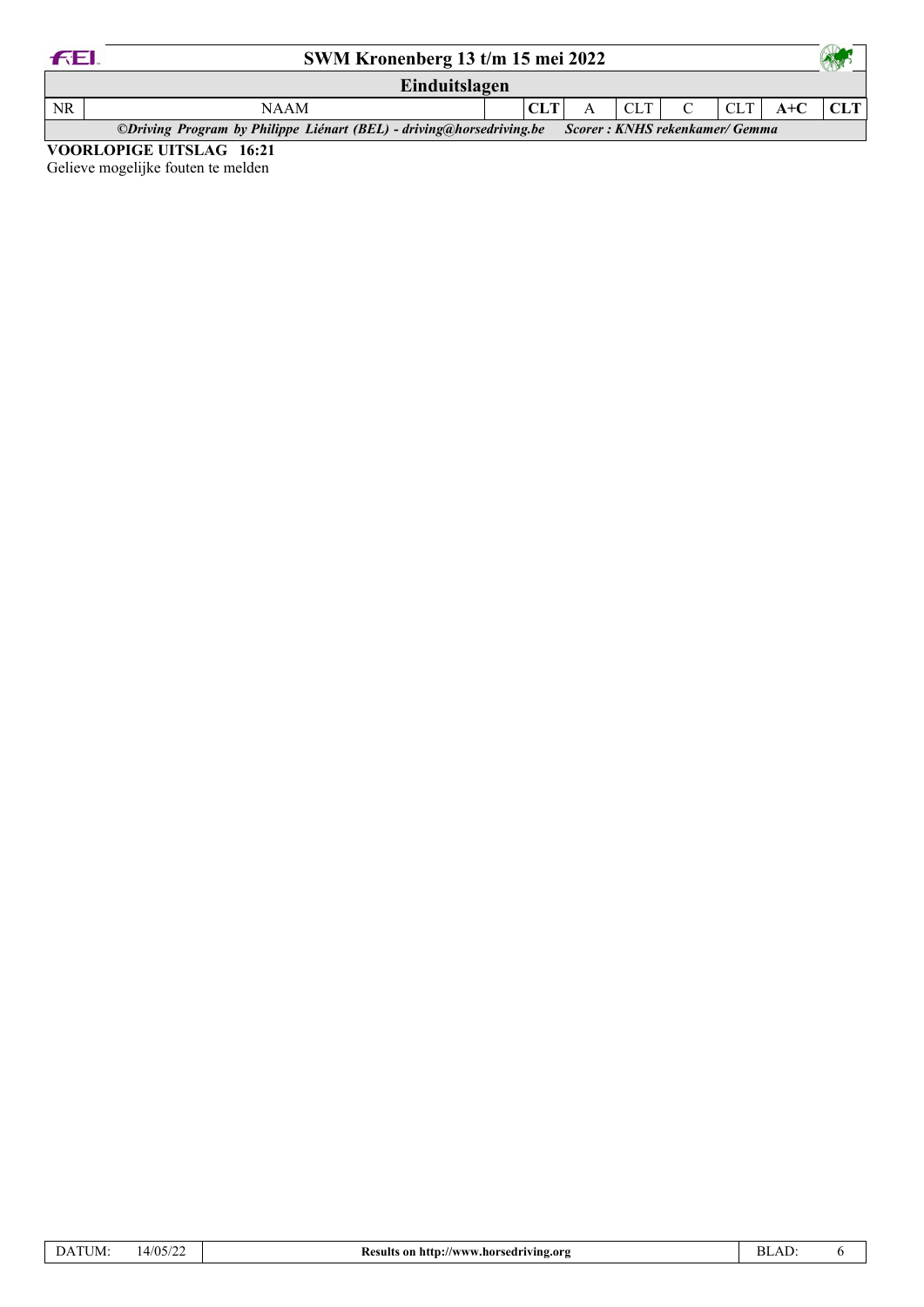# SWM Kronenberg 13 t/m 15 mei 2022

## Einduitslagen

| NR | NAAM | | CLT | A | CLT | C | CLT | A+C | CLT |
|---|---|---|---|---|---|---|---|---|---|

*©Driving Program by Philippe Liénart (BEL) - driving@horsedriving.be* *Scorer : KNHS rekenkamer/ Gemma*

**VOORLOPIGE UITSLAG 16:21**

Gelieve mogelijke fouten te melden

DATUM: 14/05/22 **Results on http://www.horsedriving.org** BLAD: 6